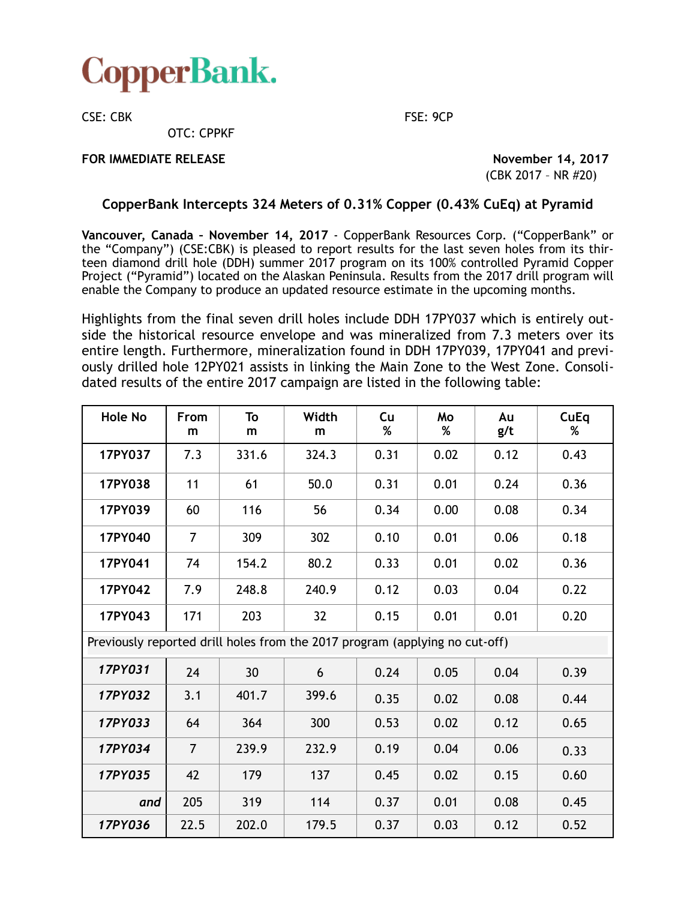# CopperBank.

CSE: CBK

FSE: 9CP

OTC: CPPKF

**FOR IMMEDIATE RELEASE**

**November 14, 2017**
(CBK 2017 – NR #20)

## CopperBank Intercepts 324 Meters of 0.31% Copper (0.43% CuEq) at Pyramid

**Vancouver, Canada – November 14, 2017** - CopperBank Resources Corp. ("CopperBank" or the "Company") (CSE:CBK) is pleased to report results for the last seven holes from its thirteen diamond drill hole (DDH) summer 2017 program on its 100% controlled Pyramid Copper Project ("Pyramid") located on the Alaskan Peninsula. Results from the 2017 drill program will enable the Company to produce an updated resource estimate in the upcoming months.

Highlights from the final seven drill holes include DDH 17PY037 which is entirely outside the historical resource envelope and was mineralized from 7.3 meters over its entire length. Furthermore, mineralization found in DDH 17PY039, 17PY041 and previously drilled hole 12PY021 assists in linking the Main Zone to the West Zone. Consolidated results of the entire 2017 campaign are listed in the following table:

| Hole No | From m | To m | Width m | Cu % | Mo % | Au g/t | CuEq % |
|---|---|---|---|---|---|---|---|
| **17PY037** | 7.3 | 331.6 | 324.3 | 0.31 | 0.02 | 0.12 | 0.43 |
| **17PY038** | 11 | 61 | 50.0 | 0.31 | 0.01 | 0.24 | 0.36 |
| **17PY039** | 60 | 116 | 56 | 0.34 | 0.00 | 0.08 | 0.34 |
| **17PY040** | 7 | 309 | 302 | 0.10 | 0.01 | 0.06 | 0.18 |
| **17PY041** | 74 | 154.2 | 80.2 | 0.33 | 0.01 | 0.02 | 0.36 |
| **17PY042** | 7.9 | 248.8 | 240.9 | 0.12 | 0.03 | 0.04 | 0.22 |
| **17PY043** | 171 | 203 | 32 | 0.15 | 0.01 | 0.01 | 0.20 |
| Previously reported drill holes from the 2017 program (applying no cut-off) | | | | | | | |
| ***17PY031*** | 24 | 30 | 6 | 0.24 | 0.05 | 0.04 | 0.39 |
| ***17PY032*** | 3.1 | 401.7 | 399.6 | 0.35 | 0.02 | 0.08 | 0.44 |
| ***17PY033*** | 64 | 364 | 300 | 0.53 | 0.02 | 0.12 | 0.65 |
| ***17PY034*** | 7 | 239.9 | 232.9 | 0.19 | 0.04 | 0.06 | 0.33 |
| ***17PY035*** | 42 | 179 | 137 | 0.45 | 0.02 | 0.15 | 0.60 |
| ***and*** | 205 | 319 | 114 | 0.37 | 0.01 | 0.08 | 0.45 |
| ***17PY036*** | 22.5 | 202.0 | 179.5 | 0.37 | 0.03 | 0.12 | 0.52 |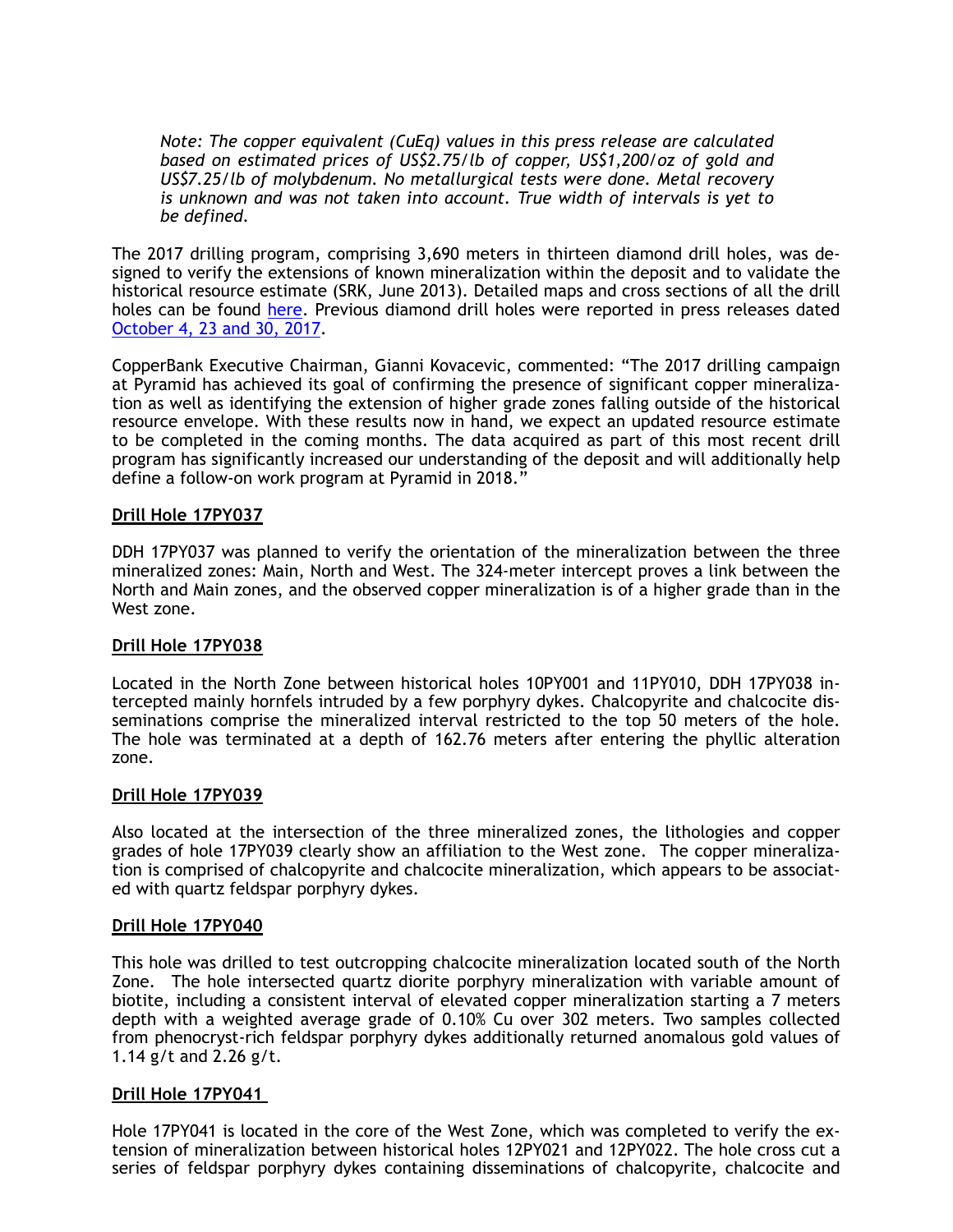*Note: The copper equivalent (CuEq) values in this press release are calculated based on estimated prices of US$2.75/lb of copper, US$1,200/oz of gold and US$7.25/lb of molybdenum. No metallurgical tests were done. Metal recovery is unknown and was not taken into account. True width of intervals is yet to be defined.*

The 2017 drilling program, comprising 3,690 meters in thirteen diamond drill holes, was designed to verify the extensions of known mineralization within the deposit and to validate the historical resource estimate (SRK, June 2013). Detailed maps and cross sections of all the drill holes can be found here. Previous diamond drill holes were reported in press releases dated October 4, 23 and 30, 2017.

CopperBank Executive Chairman, Gianni Kovacevic, commented: "The 2017 drilling campaign at Pyramid has achieved its goal of confirming the presence of significant copper mineralization as well as identifying the extension of higher grade zones falling outside of the historical resource envelope. With these results now in hand, we expect an updated resource estimate to be completed in the coming months. The data acquired as part of this most recent drill program has significantly increased our understanding of the deposit and will additionally help define a follow-on work program at Pyramid in 2018."

## Drill Hole 17PY037

DDH 17PY037 was planned to verify the orientation of the mineralization between the three mineralized zones: Main, North and West. The 324-meter intercept proves a link between the North and Main zones, and the observed copper mineralization is of a higher grade than in the West zone.

## Drill Hole 17PY038

Located in the North Zone between historical holes 10PY001 and 11PY010, DDH 17PY038 intercepted mainly hornfels intruded by a few porphyry dykes. Chalcopyrite and chalcocite disseminations comprise the mineralized interval restricted to the top 50 meters of the hole. The hole was terminated at a depth of 162.76 meters after entering the phyllic alteration zone.

## Drill Hole 17PY039

Also located at the intersection of the three mineralized zones, the lithologies and copper grades of hole 17PY039 clearly show an affiliation to the West zone. The copper mineralization is comprised of chalcopyrite and chalcocite mineralization, which appears to be associated with quartz feldspar porphyry dykes.

## Drill Hole 17PY040

This hole was drilled to test outcropping chalcocite mineralization located south of the North Zone. The hole intersected quartz diorite porphyry mineralization with variable amount of biotite, including a consistent interval of elevated copper mineralization starting a 7 meters depth with a weighted average grade of 0.10% Cu over 302 meters. Two samples collected from phenocryst-rich feldspar porphyry dykes additionally returned anomalous gold values of 1.14 g/t and 2.26 g/t.

## Drill Hole 17PY041

Hole 17PY041 is located in the core of the West Zone, which was completed to verify the extension of mineralization between historical holes 12PY021 and 12PY022. The hole cross cut a series of feldspar porphyry dykes containing disseminations of chalcopyrite, chalcocite and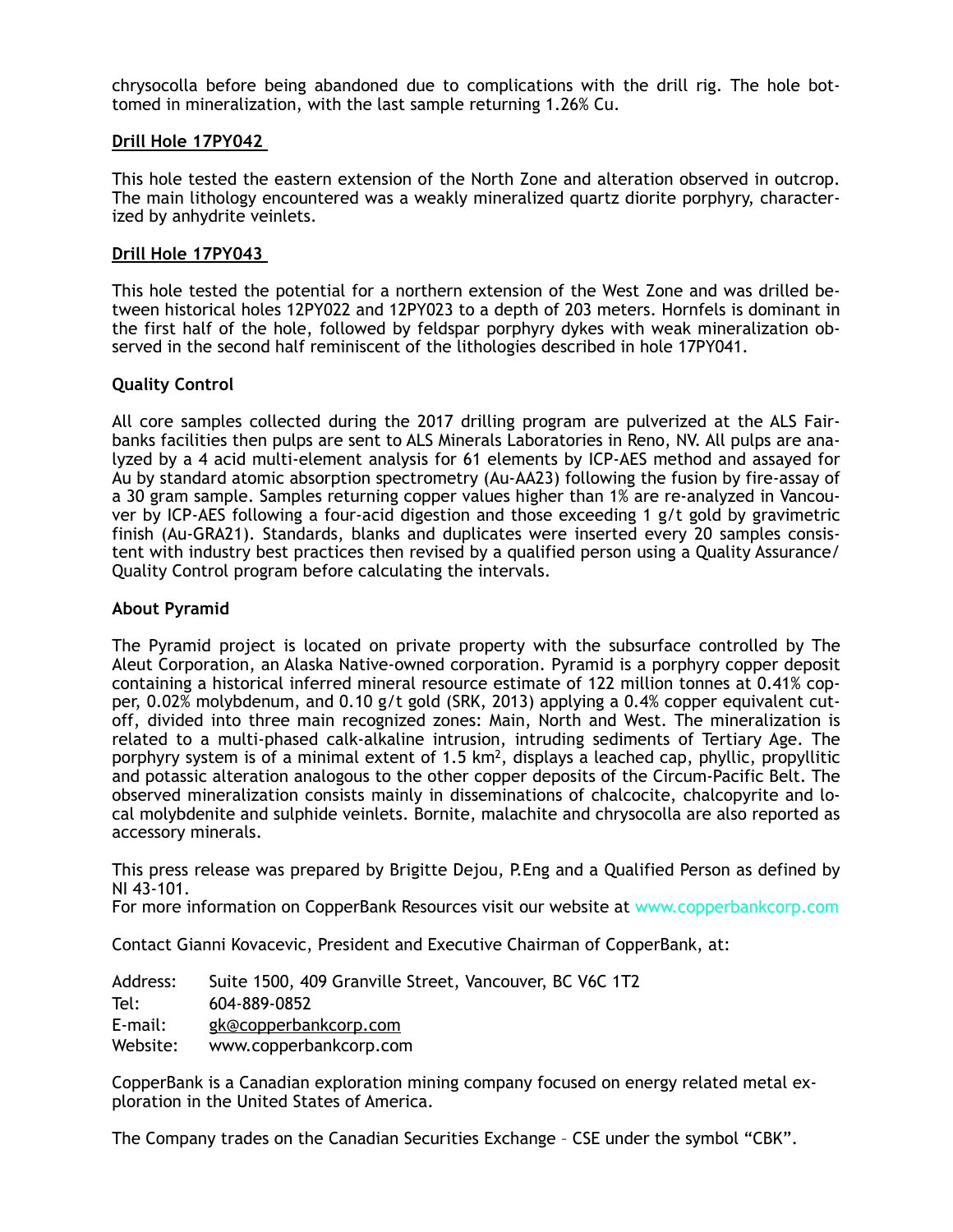chrysocolla before being abandoned due to complications with the drill rig. The hole bottomed in mineralization, with the last sample returning 1.26% Cu.

**Drill Hole 17PY042**

This hole tested the eastern extension of the North Zone and alteration observed in outcrop. The main lithology encountered was a weakly mineralized quartz diorite porphyry, characterized by anhydrite veinlets.

**Drill Hole 17PY043**

This hole tested the potential for a northern extension of the West Zone and was drilled between historical holes 12PY022 and 12PY023 to a depth of 203 meters. Hornfels is dominant in the first half of the hole, followed by feldspar porphyry dykes with weak mineralization observed in the second half reminiscent of the lithologies described in hole 17PY041.

**Quality Control**

All core samples collected during the 2017 drilling program are pulverized at the ALS Fairbanks facilities then pulps are sent to ALS Minerals Laboratories in Reno, NV. All pulps are analyzed by a 4 acid multi-element analysis for 61 elements by ICP-AES method and assayed for Au by standard atomic absorption spectrometry (Au-AA23) following the fusion by fire-assay of a 30 gram sample. Samples returning copper values higher than 1% are re-analyzed in Vancouver by ICP-AES following a four-acid digestion and those exceeding 1 g/t gold by gravimetric finish (Au-GRA21). Standards, blanks and duplicates were inserted every 20 samples consistent with industry best practices then revised by a qualified person using a Quality Assurance/ Quality Control program before calculating the intervals.

**About Pyramid**

The Pyramid project is located on private property with the subsurface controlled by The Aleut Corporation, an Alaska Native-owned corporation. Pyramid is a porphyry copper deposit containing a historical inferred mineral resource estimate of 122 million tonnes at 0.41% copper, 0.02% molybdenum, and 0.10 g/t gold (SRK, 2013) applying a 0.4% copper equivalent cutoff, divided into three main recognized zones: Main, North and West. The mineralization is related to a multi-phased calk-alkaline intrusion, intruding sediments of Tertiary Age. The porphyry system is of a minimal extent of 1.5 $km^2$, displays a leached cap, phyllic, propyllitic and potassic alteration analogous to the other copper deposits of the Circum-Pacific Belt. The observed mineralization consists mainly in disseminations of chalcocite, chalcopyrite and local molybdenite and sulphide veinlets. Bornite, malachite and chrysocolla are also reported as accessory minerals.

This press release was prepared by Brigitte Dejou, P.Eng and a Qualified Person as defined by NI 43-101.
For more information on CopperBank Resources visit our website at www.copperbankcorp.com

Contact Gianni Kovacevic, President and Executive Chairman of CopperBank, at:

Address: Suite 1500, 409 Granville Street, Vancouver, BC V6C 1T2
Tel: 604-889-0852
E-mail: gk@copperbankcorp.com
Website: www.copperbankcorp.com

CopperBank is a Canadian exploration mining company focused on energy related metal exploration in the United States of America.

The Company trades on the Canadian Securities Exchange – CSE under the symbol "CBK".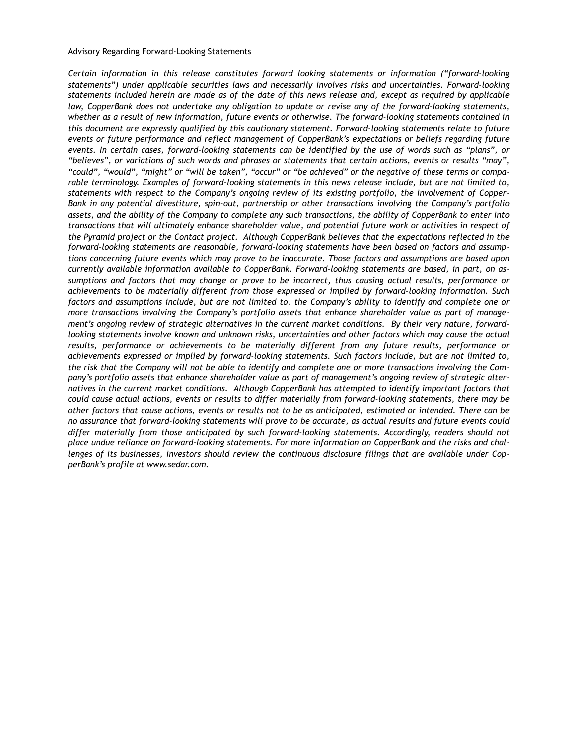Advisory Regarding Forward-Looking Statements

*Certain information in this release constitutes forward looking statements or information ("forward-looking statements") under applicable securities laws and necessarily involves risks and uncertainties. Forward-looking statements included herein are made as of the date of this news release and, except as required by applicable law, CopperBank does not undertake any obligation to update or revise any of the forward-looking statements, whether as a result of new information, future events or otherwise. The forward-looking statements contained in this document are expressly qualified by this cautionary statement. Forward-looking statements relate to future events or future performance and reflect management of CopperBank's expectations or beliefs regarding future events. In certain cases, forward-looking statements can be identified by the use of words such as "plans", or "believes", or variations of such words and phrases or statements that certain actions, events or results "may", "could", "would", "might" or "will be taken", "occur" or "be achieved" or the negative of these terms or comparable terminology. Examples of forward-looking statements in this news release include, but are not limited to, statements with respect to the Company's ongoing review of its existing portfolio, the involvement of CopperBank in any potential divestiture, spin-out, partnership or other transactions involving the Company's portfolio assets, and the ability of the Company to complete any such transactions, the ability of CopperBank to enter into transactions that will ultimately enhance shareholder value, and potential future work or activities in respect of the Pyramid project or the Contact project. Although CopperBank believes that the expectations reflected in the forward-looking statements are reasonable, forward-looking statements have been based on factors and assumptions concerning future events which may prove to be inaccurate. Those factors and assumptions are based upon currently available information available to CopperBank. Forward-looking statements are based, in part, on assumptions and factors that may change or prove to be incorrect, thus causing actual results, performance or achievements to be materially different from those expressed or implied by forward-looking information. Such factors and assumptions include, but are not limited to, the Company's ability to identify and complete one or more transactions involving the Company's portfolio assets that enhance shareholder value as part of management's ongoing review of strategic alternatives in the current market conditions. By their very nature, forward-looking statements involve known and unknown risks, uncertainties and other factors which may cause the actual results, performance or achievements to be materially different from any future results, performance or achievements expressed or implied by forward-looking statements. Such factors include, but are not limited to, the risk that the Company will not be able to identify and complete one or more transactions involving the Company's portfolio assets that enhance shareholder value as part of management's ongoing review of strategic alternatives in the current market conditions. Although CopperBank has attempted to identify important factors that could cause actual actions, events or results to differ materially from forward-looking statements, there may be other factors that cause actions, events or results not to be as anticipated, estimated or intended. There can be no assurance that forward-looking statements will prove to be accurate, as actual results and future events could differ materially from those anticipated by such forward-looking statements. Accordingly, readers should not place undue reliance on forward-looking statements. For more information on CopperBank and the risks and challenges of its businesses, investors should review the continuous disclosure filings that are available under CopperBank's profile at www.sedar.com.*